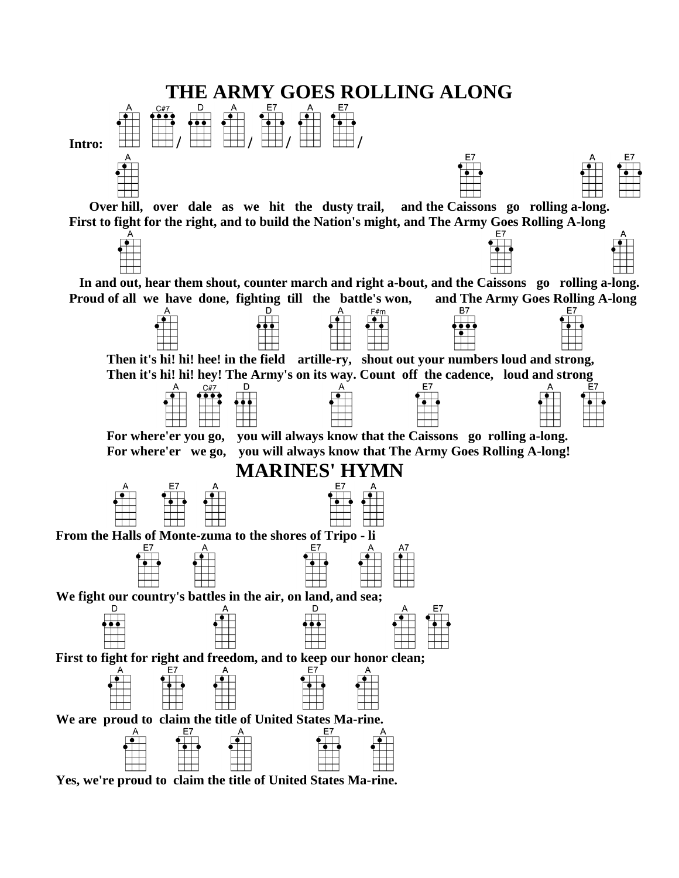# THE ARMY GOES ROLLING ALONG

**Intro:** A C#7 / D A / E7 / A E7 /

A E7 A E7
**Over hill, over dale as we hit the dusty trail, and the Caissons go rolling a-long.**
**First to fight for the right, and to build the Nation's might, and The Army Goes Rolling A-long**

A E7 A
**In and out, hear them shout, counter march and right a-bout, and the Caissons go rolling a-long.**
**Proud of all we have done, fighting till the battle's won, and The Army Goes Rolling A-long**

A D A F#m B7 E7
**Then it's hi! hi! hee! in the field artille-ry, shout out your numbers loud and strong,**
**Then it's hi! hi! hey! The Army's on its way. Count off the cadence, loud and strong**

A C#7 D A E7 A E7
**For where'er you go, you will always know that the Caissons go rolling a-long.**
**For where'er we go, you will always know that The Army Goes Rolling A-long!**

# MARINES' HYMN

A E7 A E7 A
**From the Halls of Monte-zuma to the shores of Tripo - li**

E7 A E7 A A7
**We fight our country's battles in the air, on land, and sea;**

D A D A E7
**First to fight for right and freedom, and to keep our honor clean;**

A E7 A E7 A
**We are proud to claim the title of United States Ma-rine.**

A E7 A E7 A
**Yes, we're proud to claim the title of United States Ma-rine.**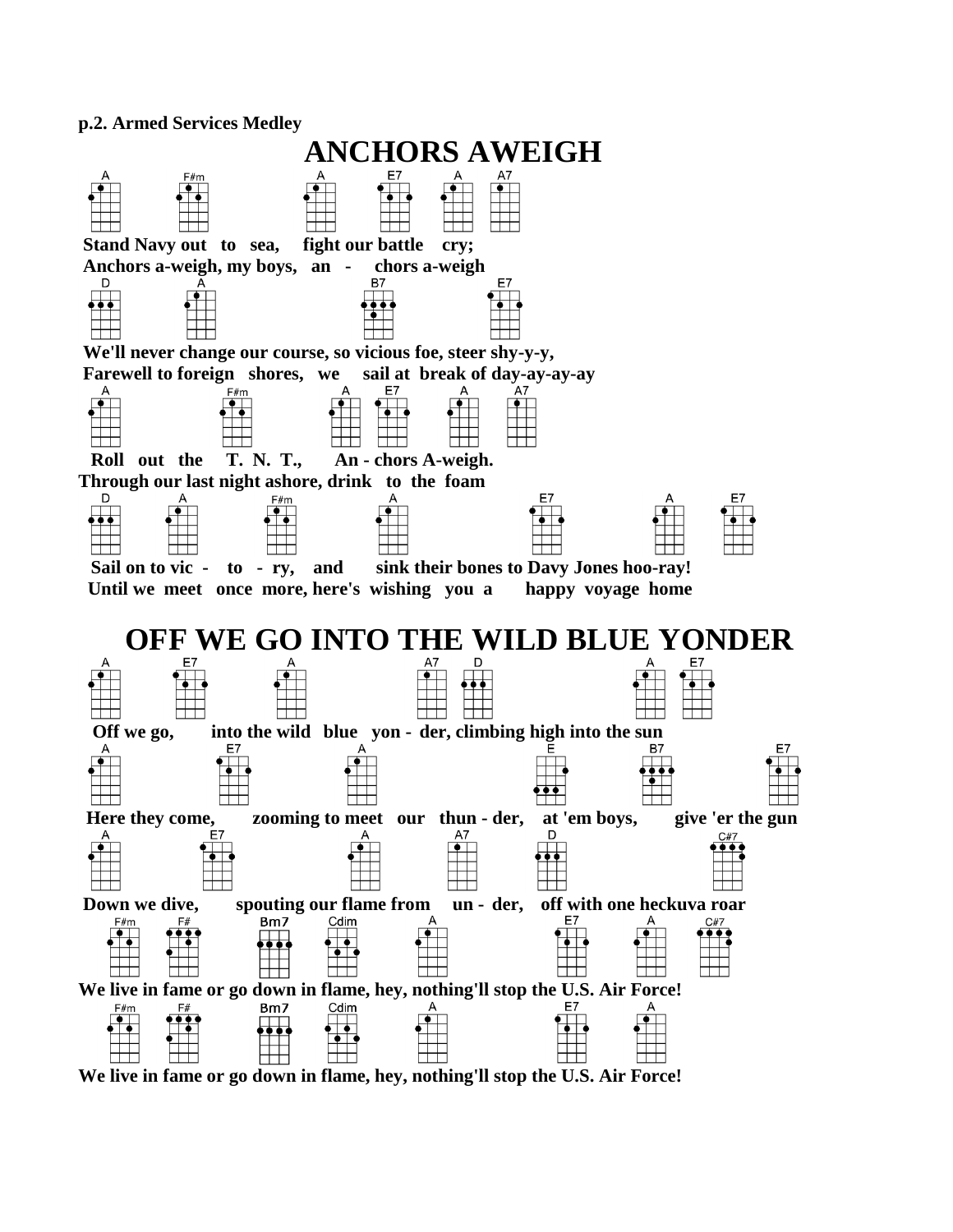**p.2. Armed Services Medley**

# ANCHORS AWEIGH

A F#m A E7 A A7

**Stand Navy out to sea, fight our battle cry;**
**Anchors a-weigh, my boys, an - chors a-weigh**

D A B7 E7

**We'll never change our course, so vicious foe, steer shy-y-y,**
**Farewell to foreign shores, we sail at break of day-ay-ay-ay**

A F#m A E7 A A7

**Roll out the T. N. T., An - chors A-weigh.**
**Through our last night ashore, drink to the foam**

D A F#m A E7 A E7

**Sail on to vic - to - ry, and sink their bones to Davy Jones hoo-ray!**
**Until we meet once more, here's wishing you a happy voyage home**

# OFF WE GO INTO THE WILD BLUE YONDER

A E7 A A7 D A E7

**Off we go, into the wild blue yon - der, climbing high into the sun**

A E7 A E B7 E7

**Here they come, zooming to meet our thun - der, at 'em boys, give 'er the gun**

A E7 A A7 D C#7

**Down we dive, spouting our flame from un - der, off with one heckuva roar**

F#m F# Bm7 Cdim A E7 A C#7

**We live in fame or go down in flame, hey, nothing'll stop the U.S. Air Force!**

F#m F# Bm7 Cdim A E7 A

**We live in fame or go down in flame, hey, nothing'll stop the U.S. Air Force!**